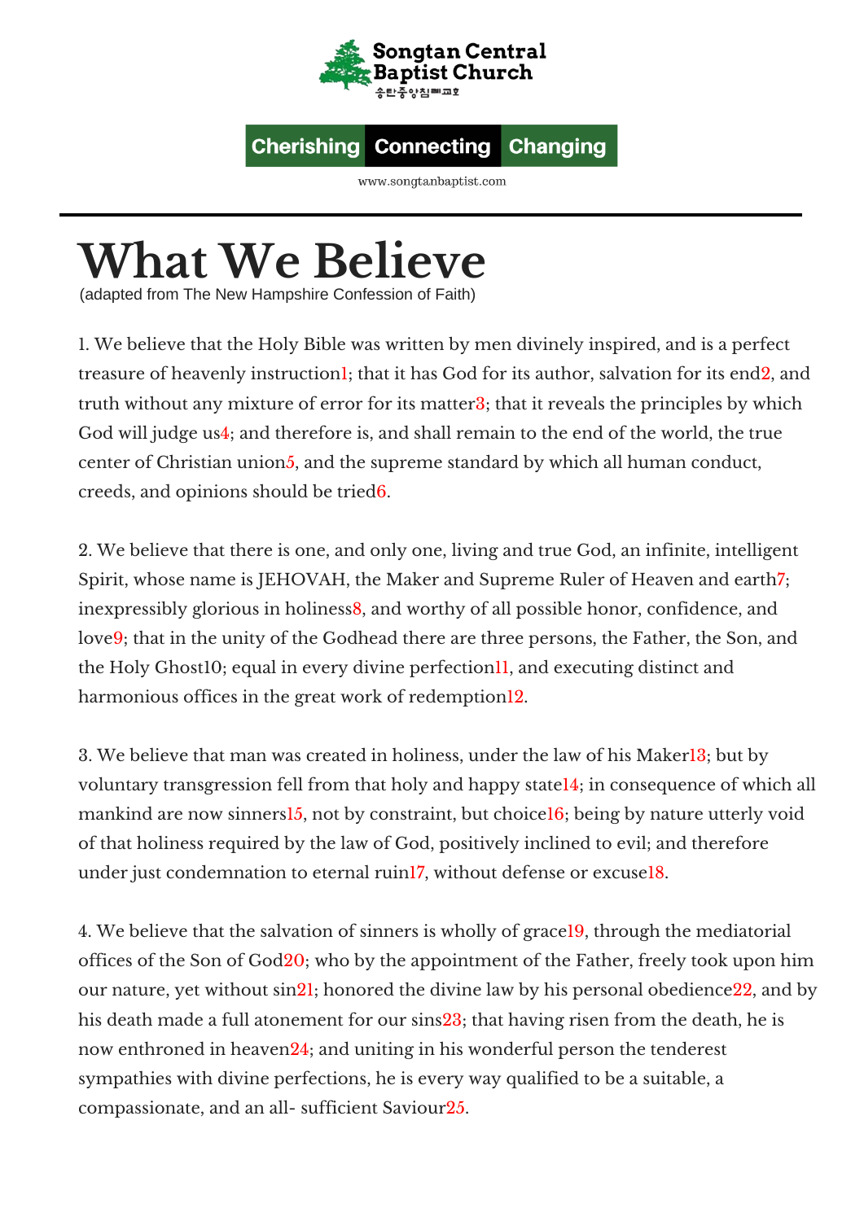**Songtan Central Baptist Church**
송탄중앙침례교회

**Cherishing Connecting Changing**

www.songtanbaptist.com

# What We Believe

(adapted from The New Hampshire Confession of Faith)

1. We believe that the Holy Bible was written by men divinely inspired, and is a perfect treasure of heavenly instruction[1]; that it has God for its author, salvation for its end[2], and truth without any mixture of error for its matter[3]; that it reveals the principles by which God will judge us[4]; and therefore is, and shall remain to the end of the world, the true center of Christian union[5], and the supreme standard by which all human conduct, creeds, and opinions should be tried[6].

2. We believe that there is one, and only one, living and true God, an infinite, intelligent Spirit, whose name is JEHOVAH, the Maker and Supreme Ruler of Heaven and earth[7]; inexpressibly glorious in holiness[8], and worthy of all possible honor, confidence, and love[9]; that in the unity of the Godhead there are three persons, the Father, the Son, and the Holy Ghost[10]; equal in every divine perfection[11], and executing distinct and harmonious offices in the great work of redemption[12].

3. We believe that man was created in holiness, under the law of his Maker[13]; but by voluntary transgression fell from that holy and happy state[14]; in consequence of which all mankind are now sinners[15], not by constraint, but choice[16]; being by nature utterly void of that holiness required by the law of God, positively inclined to evil; and therefore under just condemnation to eternal ruin[17], without defense or excuse[18].

4. We believe that the salvation of sinners is wholly of grace[19], through the mediatorial offices of the Son of God[20]; who by the appointment of the Father, freely took upon him our nature, yet without sin[21]; honored the divine law by his personal obedience[22], and by his death made a full atonement for our sins[23]; that having risen from the death, he is now enthroned in heaven[24]; and uniting in his wonderful person the tenderest sympathies with divine perfections, he is every way qualified to be a suitable, a compassionate, and an all- sufficient Saviour[25].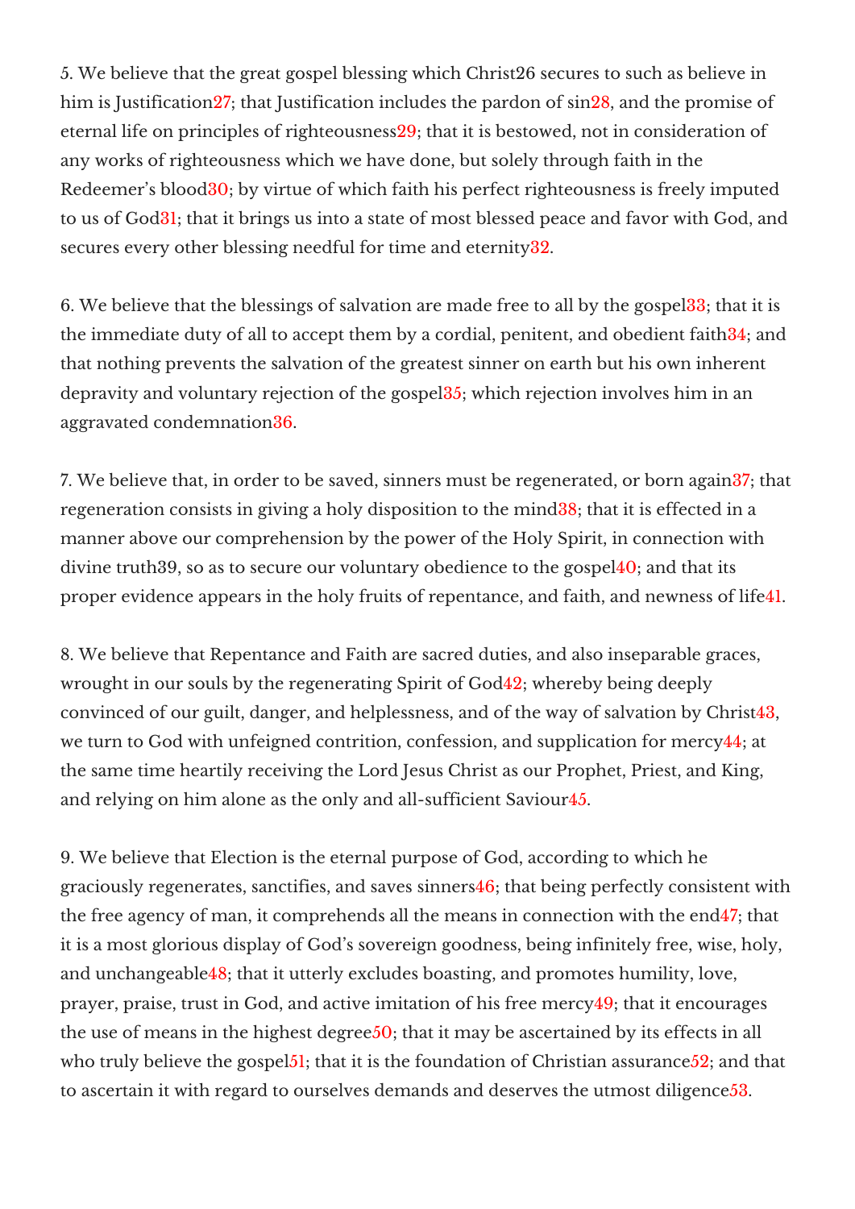5. We believe that the great gospel blessing which Christ[26] secures to such as believe in him is Justification[27]; that Justification includes the pardon of sin[28], and the promise of eternal life on principles of righteousness[29]; that it is bestowed, not in consideration of any works of righteousness which we have done, but solely through faith in the Redeemer's blood[30]; by virtue of which faith his perfect righteousness is freely imputed to us of God[31]; that it brings us into a state of most blessed peace and favor with God, and secures every other blessing needful for time and eternity[32].

6. We believe that the blessings of salvation are made free to all by the gospel[33]; that it is the immediate duty of all to accept them by a cordial, penitent, and obedient faith[34]; and that nothing prevents the salvation of the greatest sinner on earth but his own inherent depravity and voluntary rejection of the gospel[35]; which rejection involves him in an aggravated condemnation[36].

7. We believe that, in order to be saved, sinners must be regenerated, or born again[37]; that regeneration consists in giving a holy disposition to the mind[38]; that it is effected in a manner above our comprehension by the power of the Holy Spirit, in connection with divine truth[39], so as to secure our voluntary obedience to the gospel[40]; and that its proper evidence appears in the holy fruits of repentance, and faith, and newness of life[41].

8. We believe that Repentance and Faith are sacred duties, and also inseparable graces, wrought in our souls by the regenerating Spirit of God[42]; whereby being deeply convinced of our guilt, danger, and helplessness, and of the way of salvation by Christ[43], we turn to God with unfeigned contrition, confession, and supplication for mercy[44]; at the same time heartily receiving the Lord Jesus Christ as our Prophet, Priest, and King, and relying on him alone as the only and all-sufficient Saviour[45].

9. We believe that Election is the eternal purpose of God, according to which he graciously regenerates, sanctifies, and saves sinners[46]; that being perfectly consistent with the free agency of man, it comprehends all the means in connection with the end[47]; that it is a most glorious display of God's sovereign goodness, being infinitely free, wise, holy, and unchangeable[48]; that it utterly excludes boasting, and promotes humility, love, prayer, praise, trust in God, and active imitation of his free mercy[49]; that it encourages the use of means in the highest degree[50]; that it may be ascertained by its effects in all who truly believe the gospel[51]; that it is the foundation of Christian assurance[52]; and that to ascertain it with regard to ourselves demands and deserves the utmost diligence[53].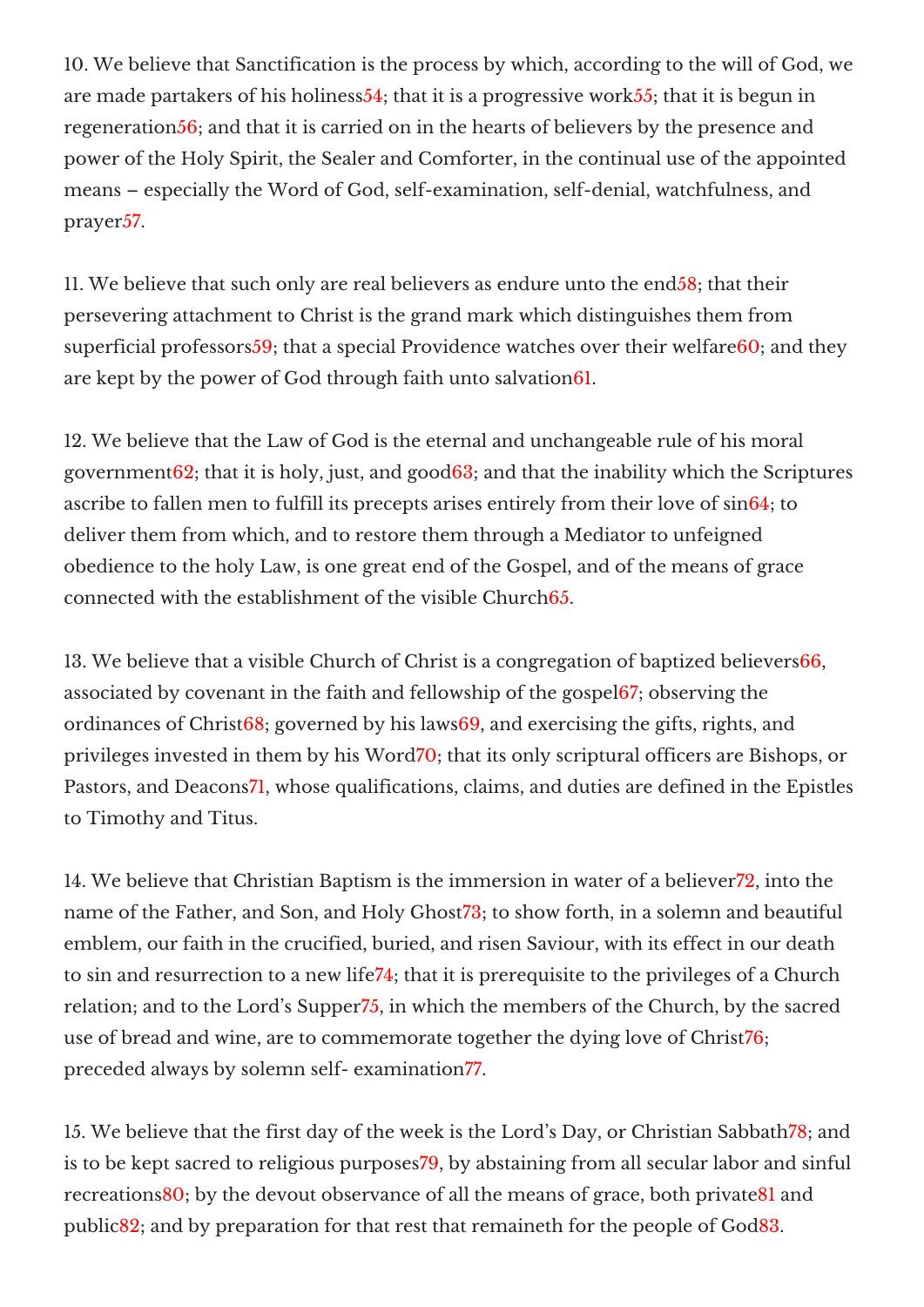10. We believe that Sanctification is the process by which, according to the will of God, we are made partakers of his holiness[54]; that it is a progressive work[55]; that it is begun in regeneration[56]; and that it is carried on in the hearts of believers by the presence and power of the Holy Spirit, the Sealer and Comforter, in the continual use of the appointed means – especially the Word of God, self-examination, self-denial, watchfulness, and prayer[57].

11. We believe that such only are real believers as endure unto the end[58]; that their persevering attachment to Christ is the grand mark which distinguishes them from superficial professors[59]; that a special Providence watches over their welfare[60]; and they are kept by the power of God through faith unto salvation[61].

12. We believe that the Law of God is the eternal and unchangeable rule of his moral government[62]; that it is holy, just, and good[63]; and that the inability which the Scriptures ascribe to fallen men to fulfill its precepts arises entirely from their love of sin[64]; to deliver them from which, and to restore them through a Mediator to unfeigned obedience to the holy Law, is one great end of the Gospel, and of the means of grace connected with the establishment of the visible Church[65].

13. We believe that a visible Church of Christ is a congregation of baptized believers[66], associated by covenant in the faith and fellowship of the gospel[67]; observing the ordinances of Christ[68]; governed by his laws[69], and exercising the gifts, rights, and privileges invested in them by his Word[70]; that its only scriptural officers are Bishops, or Pastors, and Deacons[71], whose qualifications, claims, and duties are defined in the Epistles to Timothy and Titus.

14. We believe that Christian Baptism is the immersion in water of a believer[72], into the name of the Father, and Son, and Holy Ghost[73]; to show forth, in a solemn and beautiful emblem, our faith in the crucified, buried, and risen Saviour, with its effect in our death to sin and resurrection to a new life[74]; that it is prerequisite to the privileges of a Church relation; and to the Lord's Supper[75], in which the members of the Church, by the sacred use of bread and wine, are to commemorate together the dying love of Christ[76]; preceded always by solemn self- examination[77].

15. We believe that the first day of the week is the Lord's Day, or Christian Sabbath[78]; and is to be kept sacred to religious purposes[79], by abstaining from all secular labor and sinful recreations[80]; by the devout observance of all the means of grace, both private[81] and public[82]; and by preparation for that rest that remaineth for the people of God[83].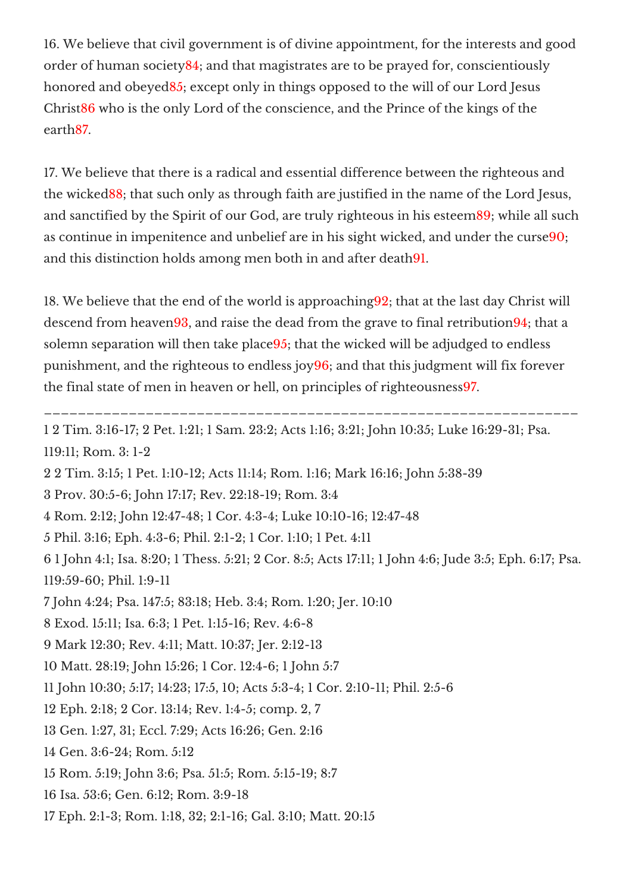16. We believe that civil government is of divine appointment, for the interests and good order of human society[84]; and that magistrates are to be prayed for, conscientiously honored and obeyed[85]; except only in things opposed to the will of our Lord Jesus Christ[86] who is the only Lord of the conscience, and the Prince of the kings of the earth[87].

17. We believe that there is a radical and essential difference between the righteous and the wicked[88]; that such only as through faith are justified in the name of the Lord Jesus, and sanctified by the Spirit of our God, are truly righteous in his esteem[89]; while all such as continue in impenitence and unbelief are in his sight wicked, and under the curse[90]; and this distinction holds among men both in and after death[91].

18. We believe that the end of the world is approaching[92]; that at the last day Christ will descend from heaven[93], and raise the dead from the grave to final retribution[94]; that a solemn separation will then take place[95]; that the wicked will be adjudged to endless punishment, and the righteous to endless joy[96]; and that this judgment will fix forever the final state of men in heaven or hell, on principles of righteousness[97].

---

1 2 Tim. 3:16-17; 2 Pet. 1:21; 1 Sam. 23:2; Acts 1:16; 3:21; John 10:35; Luke 16:29-31; Psa. 119:11; Rom. 3: 1-2

2 2 Tim. 3:15; 1 Pet. 1:10-12; Acts 11:14; Rom. 1:16; Mark 16:16; John 5:38-39

3 Prov. 30:5-6; John 17:17; Rev. 22:18-19; Rom. 3:4

4 Rom. 2:12; John 12:47-48; 1 Cor. 4:3-4; Luke 10:10-16; 12:47-48

5 Phil. 3:16; Eph. 4:3-6; Phil. 2:1-2; 1 Cor. 1:10; 1 Pet. 4:11

6 1 John 4:1; Isa. 8:20; 1 Thess. 5:21; 2 Cor. 8:5; Acts 17:11; 1 John 4:6; Jude 3:5; Eph. 6:17; Psa. 119:59-60; Phil. 1:9-11

7 John 4:24; Psa. 147:5; 83:18; Heb. 3:4; Rom. 1:20; Jer. 10:10

8 Exod. 15:11; Isa. 6:3; 1 Pet. 1:15-16; Rev. 4:6-8

9 Mark 12:30; Rev. 4:11; Matt. 10:37; Jer. 2:12-13

10 Matt. 28:19; John 15:26; 1 Cor. 12:4-6; 1 John 5:7

11 John 10:30; 5:17; 14:23; 17:5, 10; Acts 5:3-4; 1 Cor. 2:10-11; Phil. 2:5-6

12 Eph. 2:18; 2 Cor. 13:14; Rev. 1:4-5; comp. 2, 7

13 Gen. 1:27, 31; Eccl. 7:29; Acts 16:26; Gen. 2:16

14 Gen. 3:6-24; Rom. 5:12

15 Rom. 5:19; John 3:6; Psa. 51:5; Rom. 5:15-19; 8:7

16 Isa. 53:6; Gen. 6:12; Rom. 3:9-18

17 Eph. 2:1-3; Rom. 1:18, 32; 2:1-16; Gal. 3:10; Matt. 20:15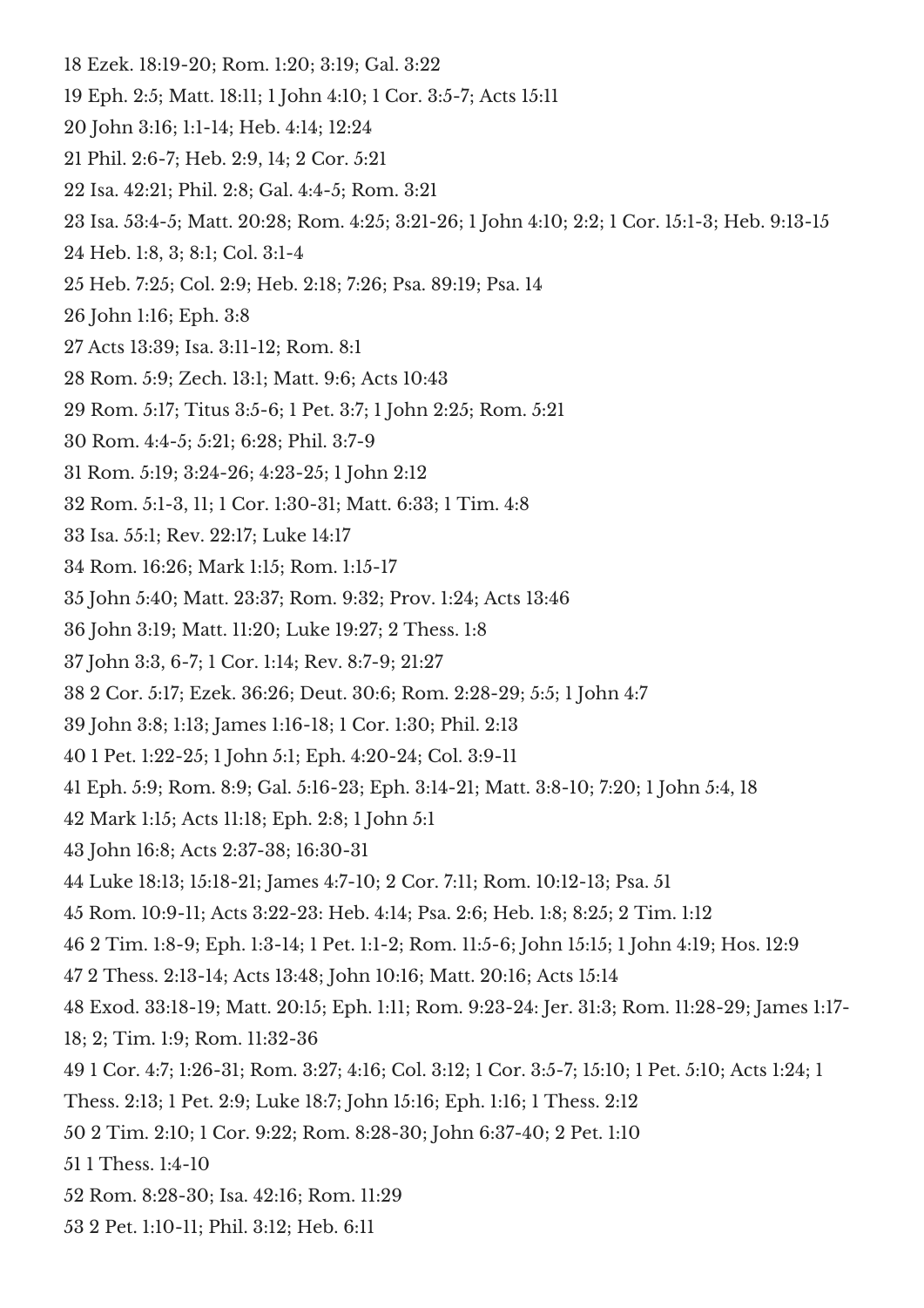18 Ezek. 18:19-20; Rom. 1:20; 3:19; Gal. 3:22

19 Eph. 2:5; Matt. 18:11; 1 John 4:10; 1 Cor. 3:5-7; Acts 15:11

20 John 3:16; 1:1-14; Heb. 4:14; 12:24

21 Phil. 2:6-7; Heb. 2:9, 14; 2 Cor. 5:21

22 Isa. 42:21; Phil. 2:8; Gal. 4:4-5; Rom. 3:21

23 Isa. 53:4-5; Matt. 20:28; Rom. 4:25; 3:21-26; 1 John 4:10; 2:2; 1 Cor. 15:1-3; Heb. 9:13-15

24 Heb. 1:8, 3; 8:1; Col. 3:1-4

25 Heb. 7:25; Col. 2:9; Heb. 2:18; 7:26; Psa. 89:19; Psa. 14

26 John 1:16; Eph. 3:8

27 Acts 13:39; Isa. 3:11-12; Rom. 8:1

28 Rom. 5:9; Zech. 13:1; Matt. 9:6; Acts 10:43

29 Rom. 5:17; Titus 3:5-6; 1 Pet. 3:7; 1 John 2:25; Rom. 5:21

30 Rom. 4:4-5; 5:21; 6:28; Phil. 3:7-9

31 Rom. 5:19; 3:24-26; 4:23-25; 1 John 2:12

32 Rom. 5:1-3, 11; 1 Cor. 1:30-31; Matt. 6:33; 1 Tim. 4:8

33 Isa. 55:1; Rev. 22:17; Luke 14:17

34 Rom. 16:26; Mark 1:15; Rom. 1:15-17

35 John 5:40; Matt. 23:37; Rom. 9:32; Prov. 1:24; Acts 13:46

36 John 3:19; Matt. 11:20; Luke 19:27; 2 Thess. 1:8

37 John 3:3, 6-7; 1 Cor. 1:14; Rev. 8:7-9; 21:27

38 2 Cor. 5:17; Ezek. 36:26; Deut. 30:6; Rom. 2:28-29; 5:5; 1 John 4:7

39 John 3:8; 1:13; James 1:16-18; 1 Cor. 1:30; Phil. 2:13

40 1 Pet. 1:22-25; 1 John 5:1; Eph. 4:20-24; Col. 3:9-11

41 Eph. 5:9; Rom. 8:9; Gal. 5:16-23; Eph. 3:14-21; Matt. 3:8-10; 7:20; 1 John 5:4, 18

42 Mark 1:15; Acts 11:18; Eph. 2:8; 1 John 5:1

43 John 16:8; Acts 2:37-38; 16:30-31

44 Luke 18:13; 15:18-21; James 4:7-10; 2 Cor. 7:11; Rom. 10:12-13; Psa. 51

45 Rom. 10:9-11; Acts 3:22-23: Heb. 4:14; Psa. 2:6; Heb. 1:8; 8:25; 2 Tim. 1:12

46 2 Tim. 1:8-9; Eph. 1:3-14; 1 Pet. 1:1-2; Rom. 11:5-6; John 15:15; 1 John 4:19; Hos. 12:9

47 2 Thess. 2:13-14; Acts 13:48; John 10:16; Matt. 20:16; Acts 15:14

48 Exod. 33:18-19; Matt. 20:15; Eph. 1:11; Rom. 9:23-24: Jer. 31:3; Rom. 11:28-29; James 1:17-18; 2; Tim. 1:9; Rom. 11:32-36

49 1 Cor. 4:7; 1:26-31; Rom. 3:27; 4:16; Col. 3:12; 1 Cor. 3:5-7; 15:10; 1 Pet. 5:10; Acts 1:24; 1 Thess. 2:13; 1 Pet. 2:9; Luke 18:7; John 15:16; Eph. 1:16; 1 Thess. 2:12

50 2 Tim. 2:10; 1 Cor. 9:22; Rom. 8:28-30; John 6:37-40; 2 Pet. 1:10

51 1 Thess. 1:4-10

52 Rom. 8:28-30; Isa. 42:16; Rom. 11:29

53 2 Pet. 1:10-11; Phil. 3:12; Heb. 6:11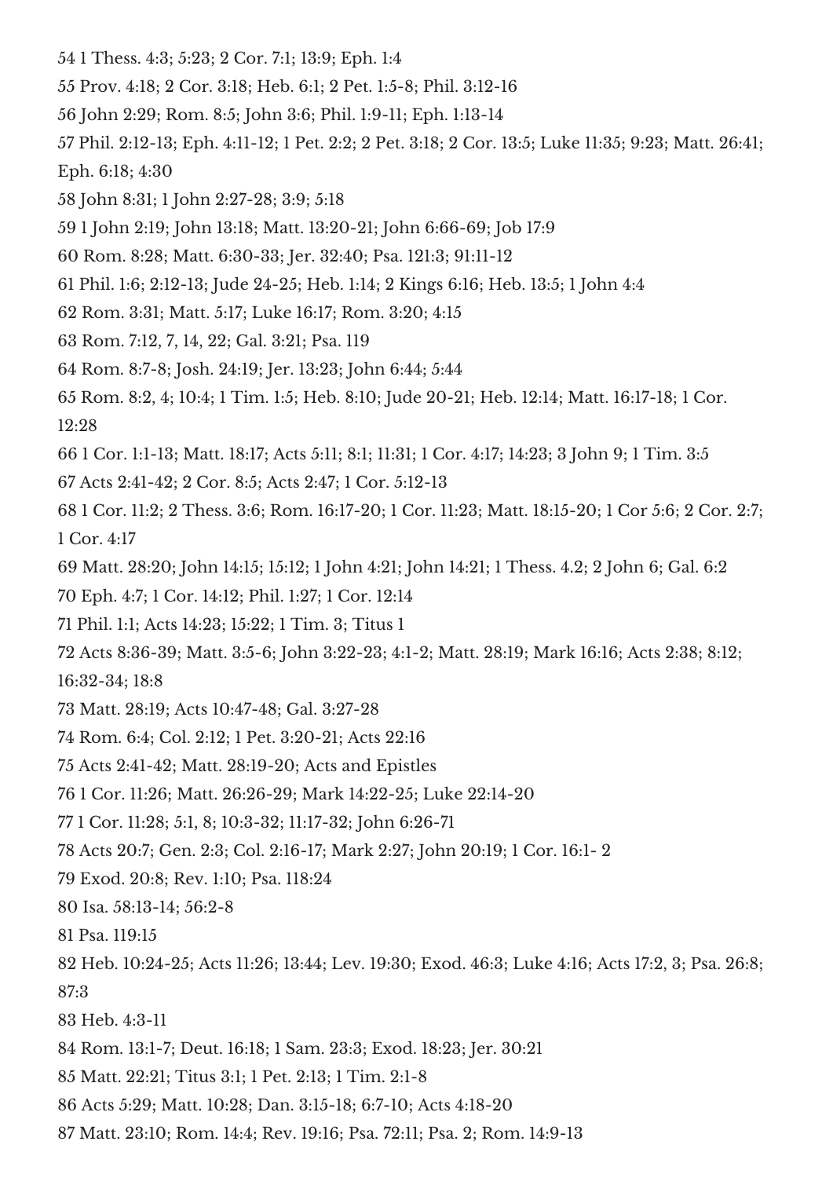54 1 Thess. 4:3; 5:23; 2 Cor. 7:1; 13:9; Eph. 1:4

55 Prov. 4:18; 2 Cor. 3:18; Heb. 6:1; 2 Pet. 1:5-8; Phil. 3:12-16

56 John 2:29; Rom. 8:5; John 3:6; Phil. 1:9-11; Eph. 1:13-14

57 Phil. 2:12-13; Eph. 4:11-12; 1 Pet. 2:2; 2 Pet. 3:18; 2 Cor. 13:5; Luke 11:35; 9:23; Matt. 26:41; Eph. 6:18; 4:30

58 John 8:31; 1 John 2:27-28; 3:9; 5:18

59 1 John 2:19; John 13:18; Matt. 13:20-21; John 6:66-69; Job 17:9

60 Rom. 8:28; Matt. 6:30-33; Jer. 32:40; Psa. 121:3; 91:11-12

61 Phil. 1:6; 2:12-13; Jude 24-25; Heb. 1:14; 2 Kings 6:16; Heb. 13:5; 1 John 4:4

62 Rom. 3:31; Matt. 5:17; Luke 16:17; Rom. 3:20; 4:15

63 Rom. 7:12, 7, 14, 22; Gal. 3:21; Psa. 119

64 Rom. 8:7-8; Josh. 24:19; Jer. 13:23; John 6:44; 5:44

65 Rom. 8:2, 4; 10:4; 1 Tim. 1:5; Heb. 8:10; Jude 20-21; Heb. 12:14; Matt. 16:17-18; 1 Cor. 12:28

66 1 Cor. 1:1-13; Matt. 18:17; Acts 5:11; 8:1; 11:31; 1 Cor. 4:17; 14:23; 3 John 9; 1 Tim. 3:5

67 Acts 2:41-42; 2 Cor. 8:5; Acts 2:47; 1 Cor. 5:12-13

68 1 Cor. 11:2; 2 Thess. 3:6; Rom. 16:17-20; 1 Cor. 11:23; Matt. 18:15-20; 1 Cor 5:6; 2 Cor. 2:7; 1 Cor. 4:17

69 Matt. 28:20; John 14:15; 15:12; 1 John 4:21; John 14:21; 1 Thess. 4.2; 2 John 6; Gal. 6:2

70 Eph. 4:7; 1 Cor. 14:12; Phil. 1:27; 1 Cor. 12:14

71 Phil. 1:1; Acts 14:23; 15:22; 1 Tim. 3; Titus 1

72 Acts 8:36-39; Matt. 3:5-6; John 3:22-23; 4:1-2; Matt. 28:19; Mark 16:16; Acts 2:38; 8:12; 16:32-34; 18:8

73 Matt. 28:19; Acts 10:47-48; Gal. 3:27-28

74 Rom. 6:4; Col. 2:12; 1 Pet. 3:20-21; Acts 22:16

75 Acts 2:41-42; Matt. 28:19-20; Acts and Epistles

76 1 Cor. 11:26; Matt. 26:26-29; Mark 14:22-25; Luke 22:14-20

77 1 Cor. 11:28; 5:1, 8; 10:3-32; 11:17-32; John 6:26-71

78 Acts 20:7; Gen. 2:3; Col. 2:16-17; Mark 2:27; John 20:19; 1 Cor. 16:1- 2

79 Exod. 20:8; Rev. 1:10; Psa. 118:24

80 Isa. 58:13-14; 56:2-8

81 Psa. 119:15

82 Heb. 10:24-25; Acts 11:26; 13:44; Lev. 19:30; Exod. 46:3; Luke 4:16; Acts 17:2, 3; Psa. 26:8; 87:3

83 Heb. 4:3-11

84 Rom. 13:1-7; Deut. 16:18; 1 Sam. 23:3; Exod. 18:23; Jer. 30:21

85 Matt. 22:21; Titus 3:1; 1 Pet. 2:13; 1 Tim. 2:1-8

86 Acts 5:29; Matt. 10:28; Dan. 3:15-18; 6:7-10; Acts 4:18-20

87 Matt. 23:10; Rom. 14:4; Rev. 19:16; Psa. 72:11; Psa. 2; Rom. 14:9-13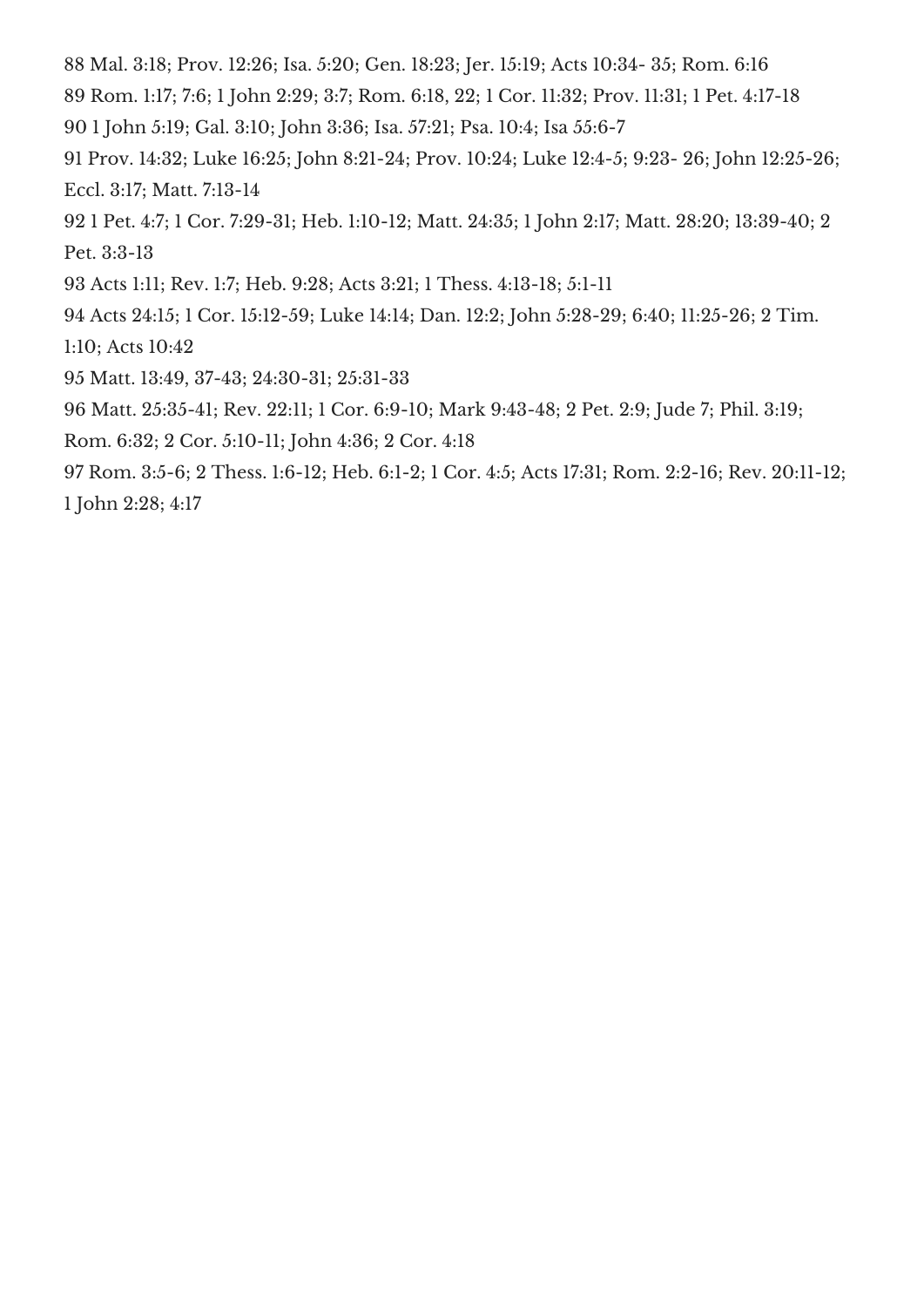88 Mal. 3:18; Prov. 12:26; Isa. 5:20; Gen. 18:23; Jer. 15:19; Acts 10:34- 35; Rom. 6:16

89 Rom. 1:17; 7:6; 1 John 2:29; 3:7; Rom. 6:18, 22; 1 Cor. 11:32; Prov. 11:31; 1 Pet. 4:17-18

90 1 John 5:19; Gal. 3:10; John 3:36; Isa. 57:21; Psa. 10:4; Isa 55:6-7

91 Prov. 14:32; Luke 16:25; John 8:21-24; Prov. 10:24; Luke 12:4-5; 9:23- 26; John 12:25-26; Eccl. 3:17; Matt. 7:13-14

92 1 Pet. 4:7; 1 Cor. 7:29-31; Heb. 1:10-12; Matt. 24:35; 1 John 2:17; Matt. 28:20; 13:39-40; 2 Pet. 3:3-13

93 Acts 1:11; Rev. 1:7; Heb. 9:28; Acts 3:21; 1 Thess. 4:13-18; 5:1-11

94 Acts 24:15; 1 Cor. 15:12-59; Luke 14:14; Dan. 12:2; John 5:28-29; 6:40; 11:25-26; 2 Tim. 1:10; Acts 10:42

95 Matt. 13:49, 37-43; 24:30-31; 25:31-33

96 Matt. 25:35-41; Rev. 22:11; 1 Cor. 6:9-10; Mark 9:43-48; 2 Pet. 2:9; Jude 7; Phil. 3:19; Rom. 6:32; 2 Cor. 5:10-11; John 4:36; 2 Cor. 4:18

97 Rom. 3:5-6; 2 Thess. 1:6-12; Heb. 6:1-2; 1 Cor. 4:5; Acts 17:31; Rom. 2:2-16; Rev. 20:11-12; 1 John 2:28; 4:17